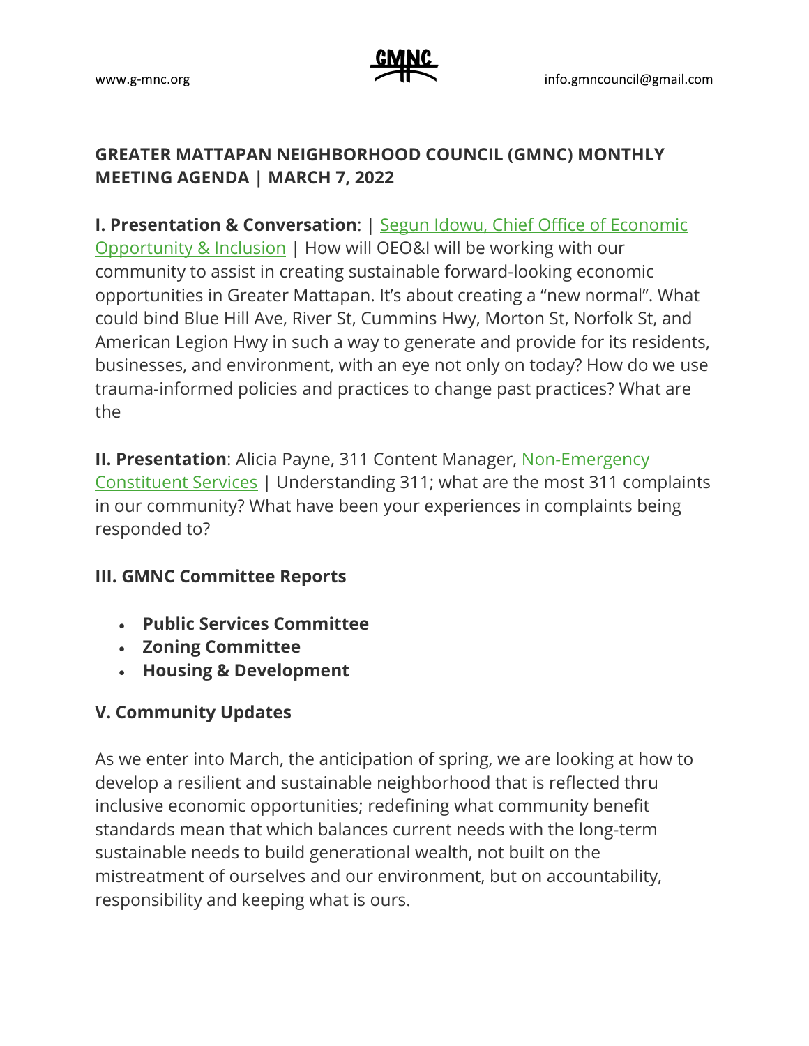www.g-mnc.org

info.gmncouncil@gmail.com

## GREATER MATTAPAN NEIGHBORHOOD COUNCIL (GMNC) MONTHLY MEETING AGENDA | MARCH 7, 2022

**I. Presentation & Conversation**: | Segun Idowu, Chief Office of Economic Opportunity & Inclusion | How will OEO&I will be working with our community to assist in creating sustainable forward-looking economic opportunities in Greater Mattapan. It's about creating a "new normal". What could bind Blue Hill Ave, River St, Cummins Hwy, Morton St, Norfolk St, and American Legion Hwy in such a way to generate and provide for its residents, businesses, and environment, with an eye not only on today? How do we use trauma-informed policies and practices to change past practices? What are the

**II. Presentation**: Alicia Payne, 311 Content Manager, Non-Emergency Constituent Services | Understanding 311; what are the most 311 complaints in our community? What have been your experiences in complaints being responded to?

### III. GMNC Committee Reports

- **Public Services Committee**
- **Zoning Committee**
- **Housing & Development**

### V. Community Updates

As we enter into March, the anticipation of spring, we are looking at how to develop a resilient and sustainable neighborhood that is reflected thru inclusive economic opportunities; redefining what community benefit standards mean that which balances current needs with the long-term sustainable needs to build generational wealth, not built on the mistreatment of ourselves and our environment, but on accountability, responsibility and keeping what is ours.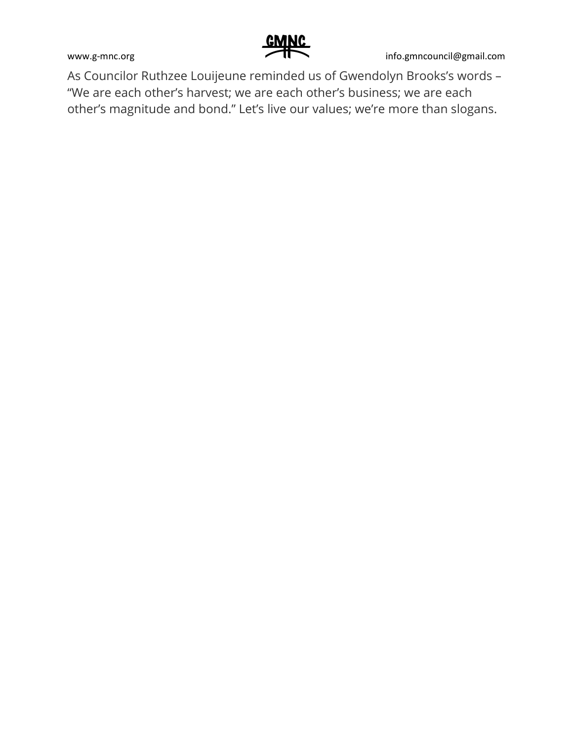As Councilor Ruthzee Louijeune reminded us of Gwendolyn Brooks's words – "We are each other's harvest; we are each other's business; we are each other's magnitude and bond." Let's live our values; we're more than slogans.